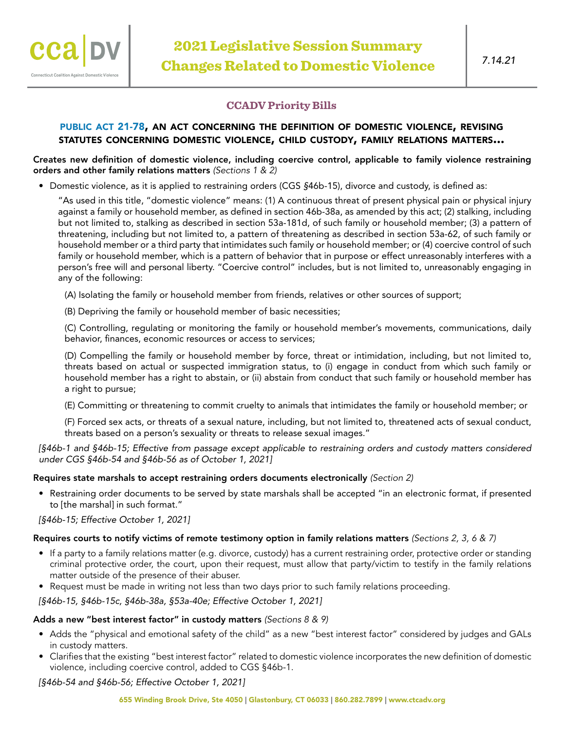# 2021 Legislative Session Summary
# Changes Related to Domestic Violence

*7.14.21*

## CCADV Priority Bills

### PUBLIC ACT 21-78, AN ACT CONCERNING THE DEFINITION OF DOMESTIC VIOLENCE, REVISING STATUTES CONCERNING DOMESTIC VIOLENCE, CHILD CUSTODY, FAMILY RELATIONS MATTERS...

**Creates new definition of domestic violence, including coercive control, applicable to family violence restraining orders and other family relations matters** *(Sections 1 & 2)*

- Domestic violence, as it is applied to restraining orders (CGS §46b-15), divorce and custody, is defined as:

  "As used in this title, "domestic violence" means: (1) A continuous threat of present physical pain or physical injury against a family or household member, as defined in section 46b-38a, as amended by this act; (2) stalking, including but not limited to, stalking as described in section 53a-181d, of such family or household member; (3) a pattern of threatening, including but not limited to, a pattern of threatening as described in section 53a-62, of such family or household member or a third party that intimidates such family or household member; or (4) coercive control of such family or household member, which is a pattern of behavior that in purpose or effect unreasonably interferes with a person's free will and personal liberty. "Coercive control" includes, but is not limited to, unreasonably engaging in any of the following:

  (A) Isolating the family or household member from friends, relatives or other sources of support;

  (B) Depriving the family or household member of basic necessities;

  (C) Controlling, regulating or monitoring the family or household member's movements, communications, daily behavior, finances, economic resources or access to services;

  (D) Compelling the family or household member by force, threat or intimidation, including, but not limited to, threats based on actual or suspected immigration status, to (i) engage in conduct from which such family or household member has a right to abstain, or (ii) abstain from conduct that such family or household member has a right to pursue;

  (E) Committing or threatening to commit cruelty to animals that intimidates the family or household member; or

  (F) Forced sex acts, or threats of a sexual nature, including, but not limited to, threatened acts of sexual conduct, threats based on a person's sexuality or threats to release sexual images."

*[§46b-1 and §46b-15; Effective from passage except applicable to restraining orders and custody matters considered under CGS §46b-54 and §46b-56 as of October 1, 2021]*

**Requires state marshals to accept restraining orders documents electronically** *(Section 2)*

- Restraining order documents to be served by state marshals shall be accepted "in an electronic format, if presented to [the marshal] in such format."

*[§46b-15; Effective October 1, 2021]*

**Requires courts to notify victims of remote testimony option in family relations matters** *(Sections 2, 3, 6 & 7)*

- If a party to a family relations matter (e.g. divorce, custody) has a current restraining order, protective order or standing criminal protective order, the court, upon their request, must allow that party/victim to testify in the family relations matter outside of the presence of their abuser.
- Request must be made in writing not less than two days prior to such family relations proceeding.

*[§46b-15, §46b-15c, §46b-38a, §53a-40e; Effective October 1, 2021]*

**Adds a new "best interest factor" in custody matters** *(Sections 8 & 9)*

- Adds the "physical and emotional safety of the child" as a new "best interest factor" considered by judges and GALs in custody matters.
- Clarifies that the existing "best interest factor" related to domestic violence incorporates the new definition of domestic violence, including coercive control, added to CGS §46b-1.

*[§46b-54 and §46b-56; Effective October 1, 2021]*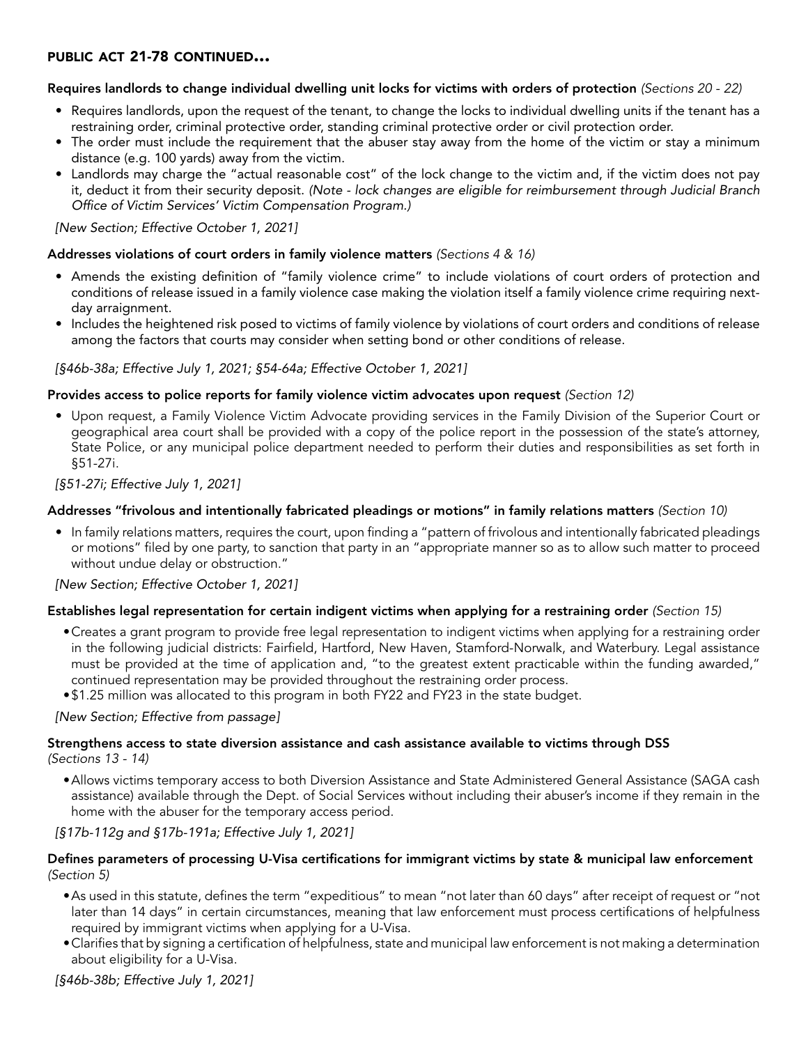**PUBLIC ACT 21-78 CONTINUED...**

**Requires landlords to change individual dwelling unit locks for victims with orders of protection** *(Sections 20 - 22)*

- Requires landlords, upon the request of the tenant, to change the locks to individual dwelling units if the tenant has a restraining order, criminal protective order, standing criminal protective order or civil protection order.
- The order must include the requirement that the abuser stay away from the home of the victim or stay a minimum distance (e.g. 100 yards) away from the victim.
- Landlords may charge the "actual reasonable cost" of the lock change to the victim and, if the victim does not pay it, deduct it from their security deposit. *(Note - lock changes are eligible for reimbursement through Judicial Branch Office of Victim Services' Victim Compensation Program.)*

*[New Section; Effective October 1, 2021]*

**Addresses violations of court orders in family violence matters** *(Sections 4 & 16)*

- Amends the existing definition of "family violence crime" to include violations of court orders of protection and conditions of release issued in a family violence case making the violation itself a family violence crime requiring next-day arraignment.
- Includes the heightened risk posed to victims of family violence by violations of court orders and conditions of release among the factors that courts may consider when setting bond or other conditions of release.

*[§46b-38a; Effective July 1, 2021; §54-64a; Effective October 1, 2021]*

**Provides access to police reports for family violence victim advocates upon request** *(Section 12)*

- Upon request, a Family Violence Victim Advocate providing services in the Family Division of the Superior Court or geographical area court shall be provided with a copy of the police report in the possession of the state's attorney, State Police, or any municipal police department needed to perform their duties and responsibilities as set forth in §51-27i.

*[§51-27i; Effective July 1, 2021]*

**Addresses "frivolous and intentionally fabricated pleadings or motions" in family relations matters** *(Section 10)*

- In family relations matters, requires the court, upon finding a "pattern of frivolous and intentionally fabricated pleadings or motions" filed by one party, to sanction that party in an "appropriate manner so as to allow such matter to proceed without undue delay or obstruction."

*[New Section; Effective October 1, 2021]*

**Establishes legal representation for certain indigent victims when applying for a restraining order** *(Section 15)*

- Creates a grant program to provide free legal representation to indigent victims when applying for a restraining order in the following judicial districts: Fairfield, Hartford, New Haven, Stamford-Norwalk, and Waterbury. Legal assistance must be provided at the time of application and, "to the greatest extent practicable within the funding awarded," continued representation may be provided throughout the restraining order process.
- $1.25 million was allocated to this program in both FY22 and FY23 in the state budget.

*[New Section; Effective from passage]*

**Strengthens access to state diversion assistance and cash assistance available to victims through DSS** *(Sections 13 - 14)*

- Allows victims temporary access to both Diversion Assistance and State Administered General Assistance (SAGA cash assistance) available through the Dept. of Social Services without including their abuser's income if they remain in the home with the abuser for the temporary access period.

*[§17b-112g and §17b-191a; Effective July 1, 2021]*

**Defines parameters of processing U-Visa certifications for immigrant victims by state & municipal law enforcement** *(Section 5)*

- As used in this statute, defines the term "expeditious" to mean "not later than 60 days" after receipt of request or "not later than 14 days" in certain circumstances, meaning that law enforcement must process certifications of helpfulness required by immigrant victims when applying for a U-Visa.
- Clarifies that by signing a certification of helpfulness, state and municipal law enforcement is not making a determination about eligibility for a U-Visa.

*[§46b-38b; Effective July 1, 2021]*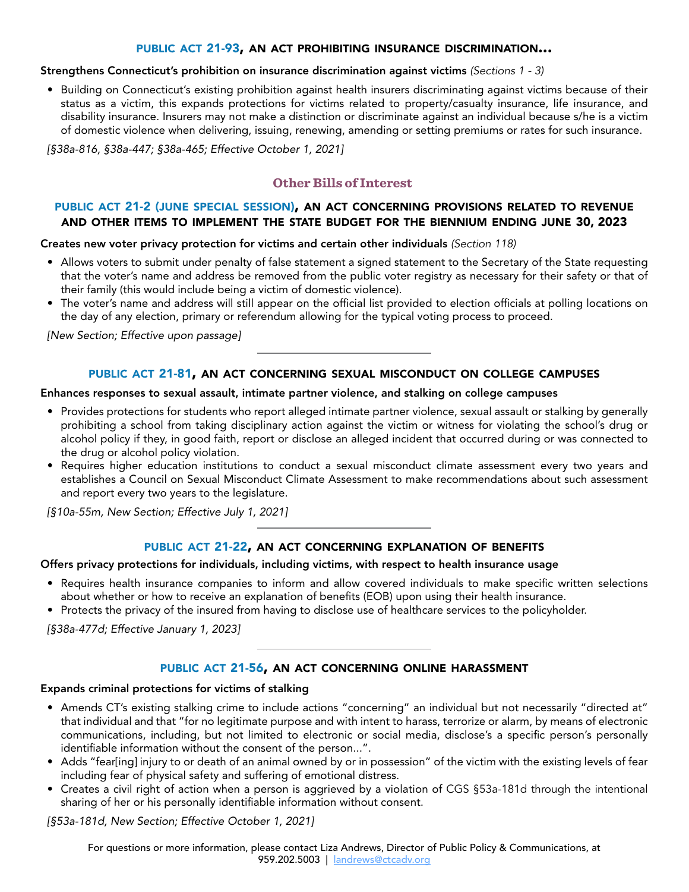### PUBLIC ACT 21-93, AN ACT PROHIBITING INSURANCE DISCRIMINATION...

**Strengthens Connecticut's prohibition on insurance discrimination against victims** *(Sections 1 - 3)*

- Building on Connecticut's existing prohibition against health insurers discriminating against victims because of their status as a victim, this expands protections for victims related to property/casualty insurance, life insurance, and disability insurance. Insurers may not make a distinction or discriminate against an individual because s/he is a victim of domestic violence when delivering, issuing, renewing, amending or setting premiums or rates for such insurance.

*[§38a-816, §38a-447; §38a-465; Effective October 1, 2021]*

## Other Bills of Interest

### PUBLIC ACT 21-2 (JUNE SPECIAL SESSION), AN ACT CONCERNING PROVISIONS RELATED TO REVENUE AND OTHER ITEMS TO IMPLEMENT THE STATE BUDGET FOR THE BIENNIUM ENDING JUNE 30, 2023

**Creates new voter privacy protection for victims and certain other individuals** *(Section 118)*

- Allows voters to submit under penalty of false statement a signed statement to the Secretary of the State requesting that the voter's name and address be removed from the public voter registry as necessary for their safety or that of their family (this would include being a victim of domestic violence).
- The voter's name and address will still appear on the official list provided to election officials at polling locations on the day of any election, primary or referendum allowing for the typical voting process to proceed.

*[New Section; Effective upon passage]*

---

### PUBLIC ACT 21-81, AN ACT CONCERNING SEXUAL MISCONDUCT ON COLLEGE CAMPUSES

**Enhances responses to sexual assault, intimate partner violence, and stalking on college campuses**

- Provides protections for students who report alleged intimate partner violence, sexual assault or stalking by generally prohibiting a school from taking disciplinary action against the victim or witness for violating the school's drug or alcohol policy if they, in good faith, report or disclose an alleged incident that occurred during or was connected to the drug or alcohol policy violation.
- Requires higher education institutions to conduct a sexual misconduct climate assessment every two years and establishes a Council on Sexual Misconduct Climate Assessment to make recommendations about such assessment and report every two years to the legislature.

*[§10a-55m, New Section; Effective July 1, 2021]*

---

### PUBLIC ACT 21-22, AN ACT CONCERNING EXPLANATION OF BENEFITS

**Offers privacy protections for individuals, including victims, with respect to health insurance usage**

- Requires health insurance companies to inform and allow covered individuals to make specific written selections about whether or how to receive an explanation of benefits (EOB) upon using their health insurance.
- Protects the privacy of the insured from having to disclose use of healthcare services to the policyholder.

*[§38a-477d; Effective January 1, 2023]*

---

### PUBLIC ACT 21-56, AN ACT CONCERNING ONLINE HARASSMENT

**Expands criminal protections for victims of stalking**

- Amends CT's existing stalking crime to include actions "concerning" an individual but not necessarily "directed at" that individual and that "for no legitimate purpose and with intent to harass, terrorize or alarm, by means of electronic communications, including, but not limited to electronic or social media, disclose's a specific person's personally identifiable information without the consent of the person...".
- Adds "fear[ing] injury to or death of an animal owned by or in possession" of the victim with the existing levels of fear including fear of physical safety and suffering of emotional distress.
- Creates a civil right of action when a person is aggrieved by a violation of CGS §53a-181d through the intentional sharing of her or his personally identifiable information without consent.

*[§53a-181d, New Section; Effective October 1, 2021]*

For questions or more information, please contact Liza Andrews, Director of Public Policy & Communications, at 959.202.5003 | landrews@ctcadv.org